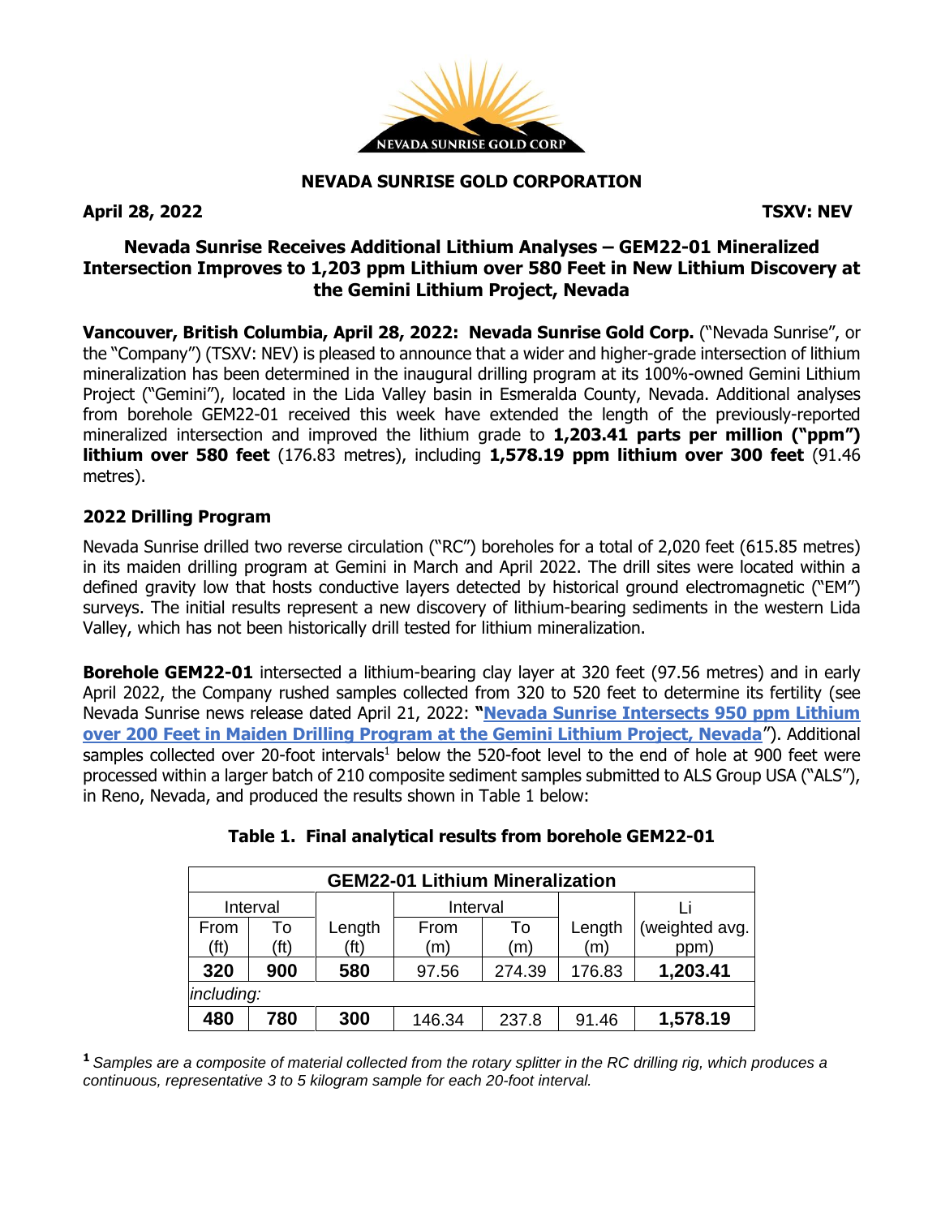**NEVADA SUNRISE GOLD CORPORATION**

**April 28, 2022** **TSXV: NEV**

# Nevada Sunrise Receives Additional Lithium Analyses – GEM22-01 Mineralized Intersection Improves to 1,203 ppm Lithium over 580 Feet in New Lithium Discovery at the Gemini Lithium Project, Nevada

**Vancouver, British Columbia, April 28, 2022: Nevada Sunrise Gold Corp.** ("Nevada Sunrise", or the "Company") (TSXV: NEV) is pleased to announce that a wider and higher-grade intersection of lithium mineralization has been determined in the inaugural drilling program at its 100%-owned Gemini Lithium Project ("Gemini"), located in the Lida Valley basin in Esmeralda County, Nevada. Additional analyses from borehole GEM22-01 received this week have extended the length of the previously-reported mineralized intersection and improved the lithium grade to **1,203.41 parts per million ("ppm") lithium over 580 feet** (176.83 metres), including **1,578.19 ppm lithium over 300 feet** (91.46 metres).

## 2022 Drilling Program

Nevada Sunrise drilled two reverse circulation ("RC") boreholes for a total of 2,020 feet (615.85 metres) in its maiden drilling program at Gemini in March and April 2022. The drill sites were located within a defined gravity low that hosts conductive layers detected by historical ground electromagnetic ("EM") surveys. The initial results represent a new discovery of lithium-bearing sediments in the western Lida Valley, which has not been historically drill tested for lithium mineralization.

**Borehole GEM22-01** intersected a lithium-bearing clay layer at 320 feet (97.56 metres) and in early April 2022, the Company rushed samples collected from 320 to 520 feet to determine its fertility (see Nevada Sunrise news release dated April 21, 2022: "**Nevada Sunrise Intersects 950 ppm Lithium over 200 Feet in Maiden Drilling Program at the Gemini Lithium Project, Nevada**"). Additional samples collected over 20-foot intervals[1] below the 520-foot level to the end of hole at 900 feet were processed within a larger batch of 210 composite sediment samples submitted to ALS Group USA ("ALS"), in Reno, Nevada, and produced the results shown in Table 1 below:

**Table 1. Final analytical results from borehole GEM22-01**

| GEM22-01 Lithium Mineralization | | | | | | |
|---|---|---|---|---|---|---|
| Interval | | | Interval | | | Li |
| From (ft) | To (ft) | Length (ft) | From (m) | To (m) | Length (m) | (weighted avg. ppm) |
| **320** | **900** | **580** | 97.56 | 274.39 | 176.83 | **1,203.41** |
| *including:* | | | | | | |
| **480** | **780** | **300** | 146.34 | 237.8 | 91.46 | **1,578.19** |

**[1]** *Samples are a composite of material collected from the rotary splitter in the RC drilling rig, which produces a continuous, representative 3 to 5 kilogram sample for each 20-foot interval.*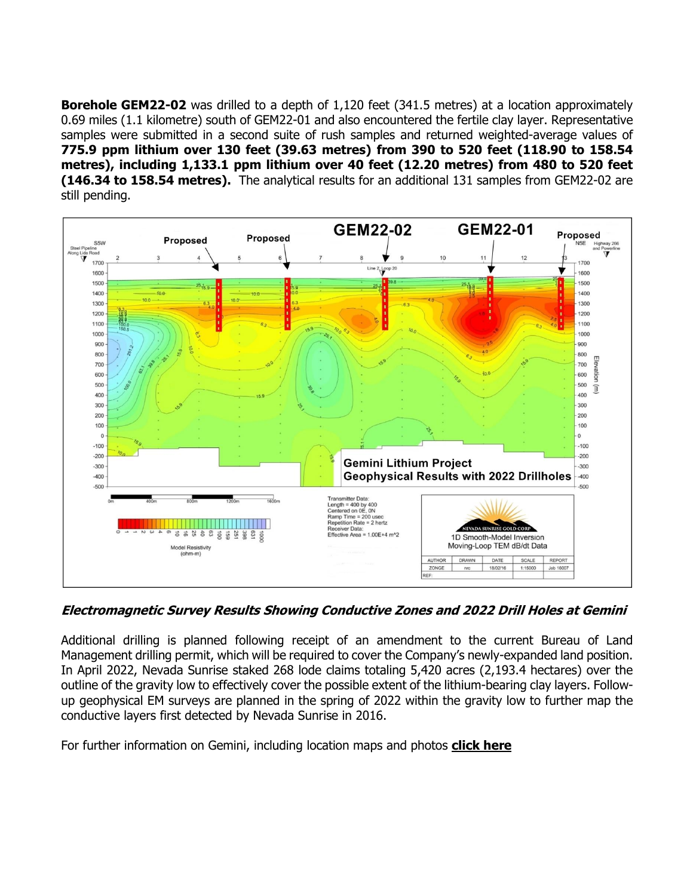**Borehole GEM22-02** was drilled to a depth of 1,120 feet (341.5 metres) at a location approximately 0.69 miles (1.1 kilometre) south of GEM22-01 and also encountered the fertile clay layer. Representative samples were submitted in a second suite of rush samples and returned weighted-average values of **775.9 ppm lithium over 130 feet (39.63 metres) from 390 to 520 feet (118.90 to 158.54 metres), including 1,133.1 ppm lithium over 40 feet (12.20 metres) from 480 to 520 feet (146.34 to 158.54 metres).** The analytical results for an additional 131 samples from GEM22-02 are still pending.

***Electromagnetic Survey Results Showing Conductive Zones and 2022 Drill Holes at Gemini***

Additional drilling is planned following receipt of an amendment to the current Bureau of Land Management drilling permit, which will be required to cover the Company's newly-expanded land position. In April 2022, Nevada Sunrise staked 268 lode claims totaling 5,420 acres (2,193.4 hectares) over the outline of the gravity low to effectively cover the possible extent of the lithium-bearing clay layers. Follow-up geophysical EM surveys are planned in the spring of 2022 within the gravity low to further map the conductive layers first detected by Nevada Sunrise in 2016.

For further information on Gemini, including location maps and photos **click here**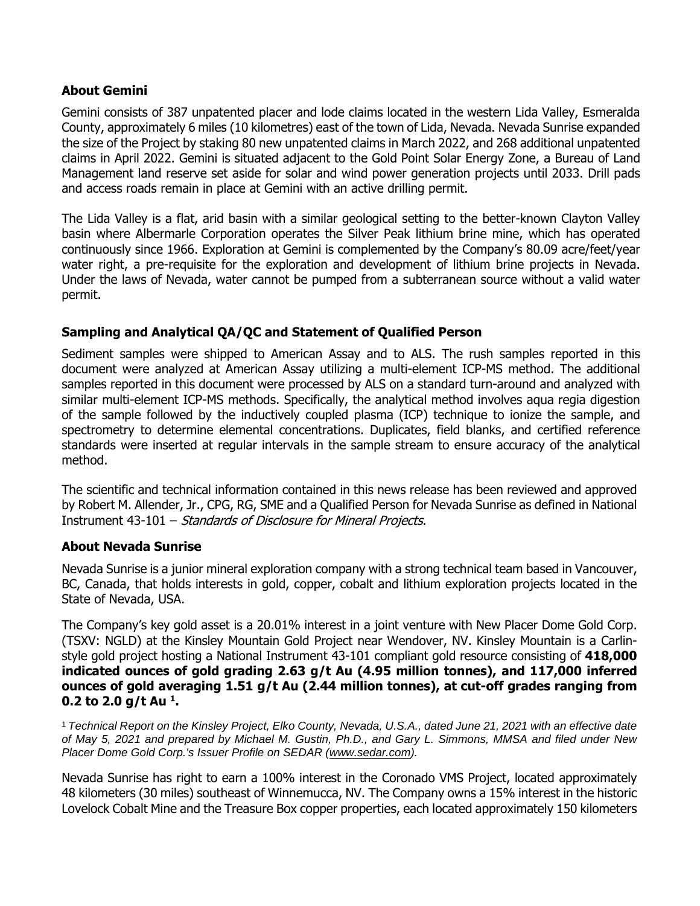## About Gemini

Gemini consists of 387 unpatented placer and lode claims located in the western Lida Valley, Esmeralda County, approximately 6 miles (10 kilometres) east of the town of Lida, Nevada. Nevada Sunrise expanded the size of the Project by staking 80 new unpatented claims in March 2022, and 268 additional unpatented claims in April 2022. Gemini is situated adjacent to the Gold Point Solar Energy Zone, a Bureau of Land Management land reserve set aside for solar and wind power generation projects until 2033. Drill pads and access roads remain in place at Gemini with an active drilling permit.

The Lida Valley is a flat, arid basin with a similar geological setting to the better-known Clayton Valley basin where Albermarle Corporation operates the Silver Peak lithium brine mine, which has operated continuously since 1966. Exploration at Gemini is complemented by the Company's 80.09 acre/feet/year water right, a pre-requisite for the exploration and development of lithium brine projects in Nevada. Under the laws of Nevada, water cannot be pumped from a subterranean source without a valid water permit.

## Sampling and Analytical QA/QC and Statement of Qualified Person

Sediment samples were shipped to American Assay and to ALS. The rush samples reported in this document were analyzed at American Assay utilizing a multi-element ICP-MS method. The additional samples reported in this document were processed by ALS on a standard turn-around and analyzed with similar multi-element ICP-MS methods. Specifically, the analytical method involves aqua regia digestion of the sample followed by the inductively coupled plasma (ICP) technique to ionize the sample, and spectrometry to determine elemental concentrations. Duplicates, field blanks, and certified reference standards were inserted at regular intervals in the sample stream to ensure accuracy of the analytical method.

The scientific and technical information contained in this news release has been reviewed and approved by Robert M. Allender, Jr., CPG, RG, SME and a Qualified Person for Nevada Sunrise as defined in National Instrument 43-101 – *Standards of Disclosure for Mineral Projects*.

## About Nevada Sunrise

Nevada Sunrise is a junior mineral exploration company with a strong technical team based in Vancouver, BC, Canada, that holds interests in gold, copper, cobalt and lithium exploration projects located in the State of Nevada, USA.

The Company's key gold asset is a 20.01% interest in a joint venture with New Placer Dome Gold Corp. (TSXV: NGLD) at the Kinsley Mountain Gold Project near Wendover, NV. Kinsley Mountain is a Carlin-style gold project hosting a National Instrument 43-101 compliant gold resource consisting of **418,000 indicated ounces of gold grading 2.63 g/t Au (4.95 million tonnes), and 117,000 inferred ounces of gold averaging 1.51 g/t Au (2.44 million tonnes), at cut-off grades ranging from 0.2 to 2.0 g/t Au [1].**

[1] *Technical Report on the Kinsley Project, Elko County, Nevada, U.S.A., dated June 21, 2021 with an effective date of May 5, 2021 and prepared by Michael M. Gustin, Ph.D., and Gary L. Simmons, MMSA and filed under New Placer Dome Gold Corp.'s Issuer Profile on SEDAR (www.sedar.com).*

Nevada Sunrise has right to earn a 100% interest in the Coronado VMS Project, located approximately 48 kilometers (30 miles) southeast of Winnemucca, NV. The Company owns a 15% interest in the historic Lovelock Cobalt Mine and the Treasure Box copper properties, each located approximately 150 kilometers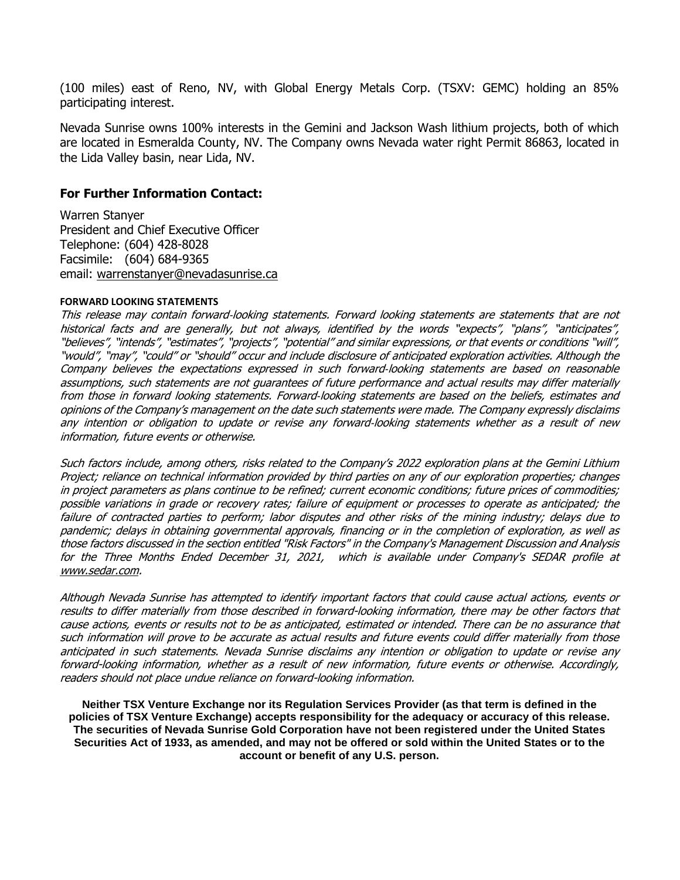(100 miles) east of Reno, NV, with Global Energy Metals Corp. (TSXV: GEMC) holding an 85% participating interest.

Nevada Sunrise owns 100% interests in the Gemini and Jackson Wash lithium projects, both of which are located in Esmeralda County, NV. The Company owns Nevada water right Permit 86863, located in the Lida Valley basin, near Lida, NV.

## For Further Information Contact:

Warren Stanyer
President and Chief Executive Officer
Telephone: (604) 428-8028
Facsimile: (604) 684-9365
email: warrenstanyer@nevadasunrise.ca

**FORWARD LOOKING STATEMENTS**

*This release may contain forward-looking statements. Forward looking statements are statements that are not historical facts and are generally, but not always, identified by the words "expects", "plans", "anticipates", "believes", "intends", "estimates", "projects", "potential" and similar expressions, or that events or conditions "will", "would", "may", "could" or "should" occur and include disclosure of anticipated exploration activities. Although the Company believes the expectations expressed in such forward-looking statements are based on reasonable assumptions, such statements are not guarantees of future performance and actual results may differ materially from those in forward looking statements. Forward-looking statements are based on the beliefs, estimates and opinions of the Company's management on the date such statements were made. The Company expressly disclaims any intention or obligation to update or revise any forward-looking statements whether as a result of new information, future events or otherwise.*

*Such factors include, among others, risks related to the Company's 2022 exploration plans at the Gemini Lithium Project; reliance on technical information provided by third parties on any of our exploration properties; changes in project parameters as plans continue to be refined; current economic conditions; future prices of commodities; possible variations in grade or recovery rates; failure of equipment or processes to operate as anticipated; the failure of contracted parties to perform; labor disputes and other risks of the mining industry; delays due to pandemic; delays in obtaining governmental approvals, financing or in the completion of exploration, as well as those factors discussed in the section entitled "Risk Factors" in the Company's Management Discussion and Analysis for the Three Months Ended December 31, 2021, which is available under Company's SEDAR profile at www.sedar.com.*

*Although Nevada Sunrise has attempted to identify important factors that could cause actual actions, events or results to differ materially from those described in forward-looking information, there may be other factors that cause actions, events or results not to be as anticipated, estimated or intended. There can be no assurance that such information will prove to be accurate as actual results and future events could differ materially from those anticipated in such statements. Nevada Sunrise disclaims any intention or obligation to update or revise any forward-looking information, whether as a result of new information, future events or otherwise. Accordingly, readers should not place undue reliance on forward-looking information.*

**Neither TSX Venture Exchange nor its Regulation Services Provider (as that term is defined in the policies of TSX Venture Exchange) accepts responsibility for the adequacy or accuracy of this release. The securities of Nevada Sunrise Gold Corporation have not been registered under the United States Securities Act of 1933, as amended, and may not be offered or sold within the United States or to the account or benefit of any U.S. person.**